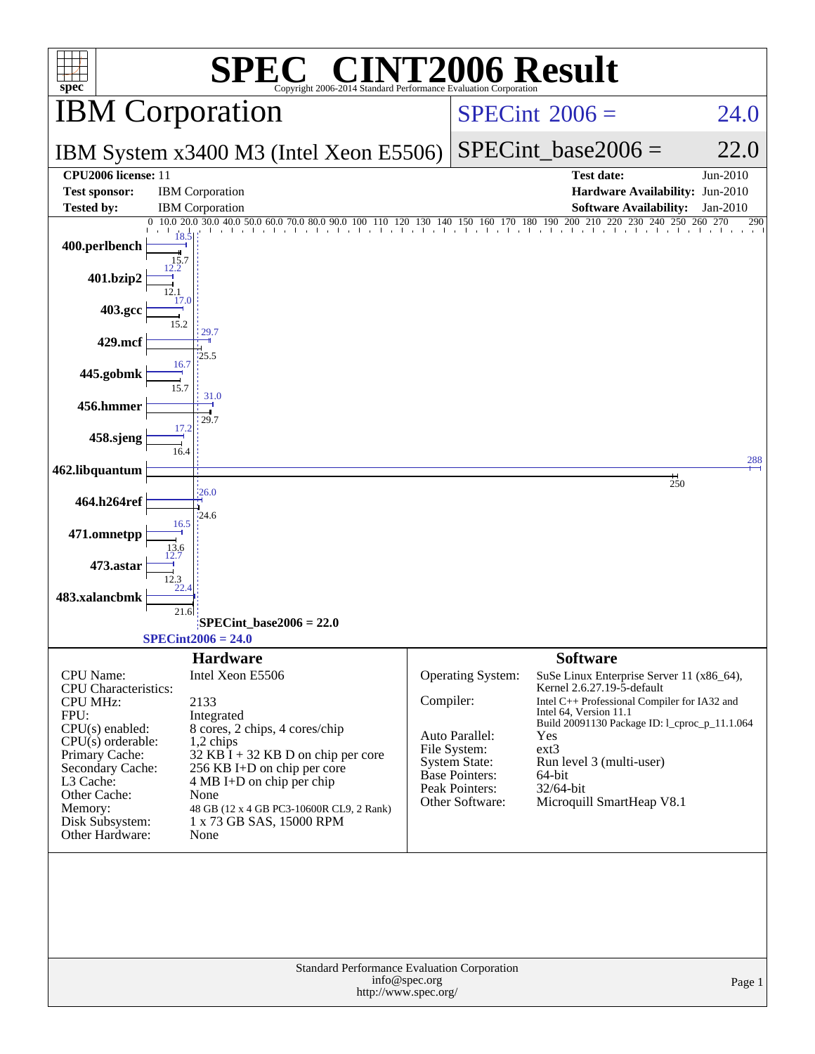# SPEC CINT2006 Result

Copyright 2006-2014 Standard Performance Evaluation Corporation

## IBM Corporation

**IBM System x3400 M3 (Intel Xeon E5506)**

SPECint 2006 = 24.0

SPECint_base2006 = 22.0

| | | | |
|---|---|---|---|
| **CPU2006 license:** 11 | | **Test date:** | Jun-2010 |
| **Test sponsor:** | IBM Corporation | **Hardware Availability:** | Jun-2010 |
| **Tested by:** | IBM Corporation | **Software Availability:** | Jan-2010 |

| Benchmark | Peak | Base |
|---|---|---|
| 400.perlbench | 18.5 | 15.7 |
| 401.bzip2 | 12.2 | 12.1 |
| 403.gcc | 17.0 | 15.2 |
| 429.mcf | 29.7 | 25.5 |
| 445.gobmk | 16.7 | 15.7 |
| 456.hmmer | 31.0 | 29.7 |
| 458.sjeng | 17.2 | 16.4 |
| 462.libquantum | 288 | 250 |
| 464.h264ref | 26.0 | 24.6 |
| 471.omnetpp | 16.5 | 13.6 |
| 473.astar | 12.7 | 12.3 |
| 483.xalancbmk | 22.4 | 21.6 |

SPECint_base2006 = 22.0

SPECint2006 = 24.0

### Hardware

| | |
|---|---|
| CPU Name: | Intel Xeon E5506 |
| CPU Characteristics: | |
| CPU MHz: | 2133 |
| FPU: | Integrated |
| CPU(s) enabled: | 8 cores, 2 chips, 4 cores/chip |
| CPU(s) orderable: | 1,2 chips |
| Primary Cache: | 32 KB I + 32 KB D on chip per core |
| Secondary Cache: | 256 KB I+D on chip per core |
| L3 Cache: | 4 MB I+D on chip per chip |
| Other Cache: | None |
| Memory: | 48 GB (12 x 4 GB PC3-10600R CL9, 2 Rank) |
| Disk Subsystem: | 1 x 73 GB SAS, 15000 RPM |
| Other Hardware: | None |

### Software

| | |
|---|---|
| Operating System: | SuSe Linux Enterprise Server 11 (x86_64), Kernel 2.6.27.19-5-default |
| Compiler: | Intel C++ Professional Compiler for IA32 and Intel 64, Version 11.1 Build 20091130 Package ID: l_cproc_p_11.1.064 |
| Auto Parallel: | Yes |
| File System: | ext3 |
| System State: | Run level 3 (multi-user) |
| Base Pointers: | 64-bit |
| Peak Pointers: | 32/64-bit |
| Other Software: | Microquill SmartHeap V8.1 |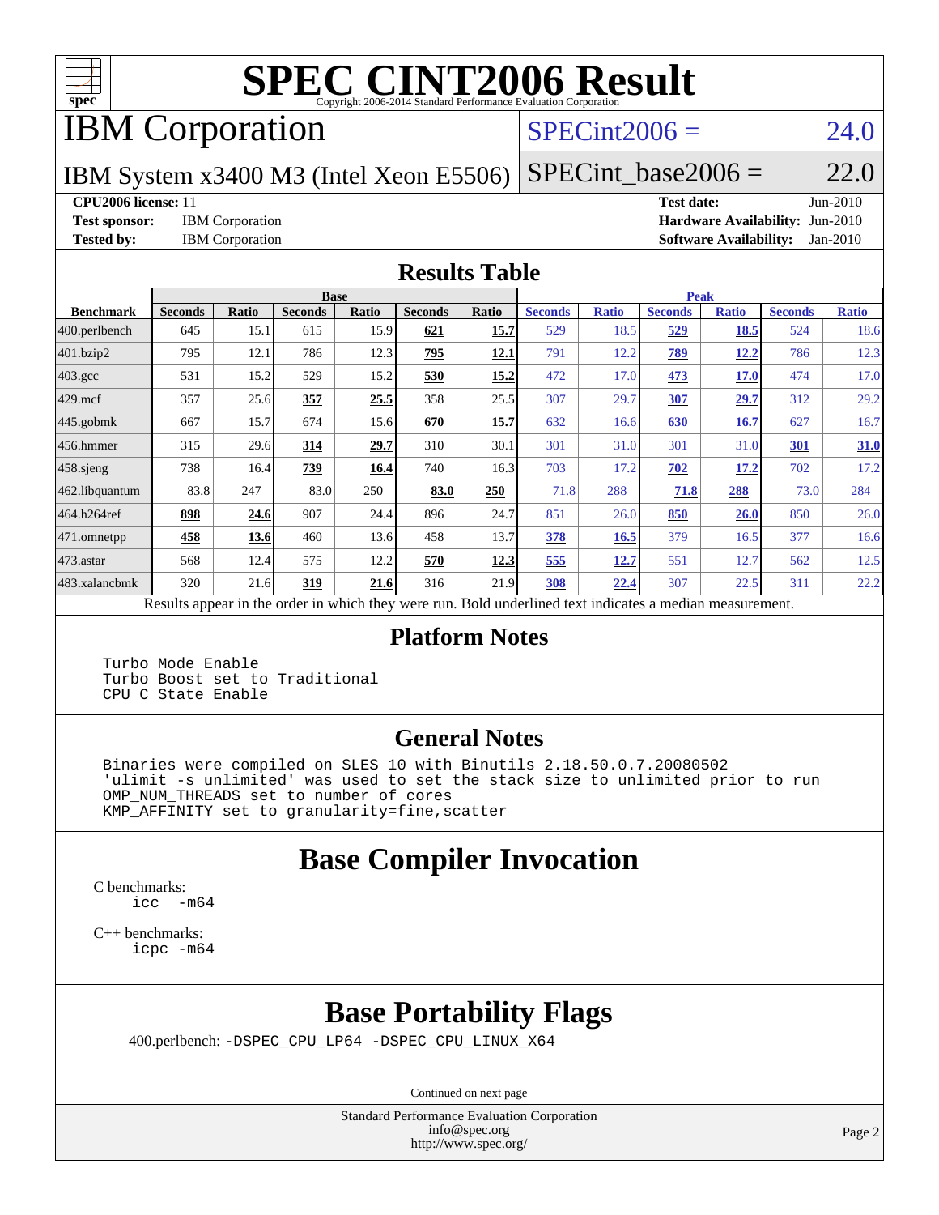# SPEC CINT2006 Result

Copyright 2006-2014 Standard Performance Evaluation Corporation

## IBM Corporation

IBM System x3400 M3 (Intel Xeon E5506)

SPECint2006 = 24.0

SPECint_base2006 = 22.0

**CPU2006 license:** 11
**Test sponsor:** IBM Corporation
**Tested by:** IBM Corporation
**Test date:** Jun-2010
**Hardware Availability:** Jun-2010
**Software Availability:** Jan-2010

## Results Table

| Benchmark | Base | | | | | | Peak | | | | | |
|---|---|---|---|---|---|---|---|---|---|---|---|---|
| | Seconds | Ratio | Seconds | Ratio | Seconds | Ratio | Seconds | Ratio | Seconds | Ratio | Seconds | Ratio |
| 400.perlbench | 645 | 15.1 | 615 | 15.9 | **621** | **15.7** | 529 | 18.5 | **529** | **18.5** | 524 | 18.6 |
| 401.bzip2 | 795 | 12.1 | 786 | 12.3 | **795** | **12.1** | 791 | 12.2 | **789** | **12.2** | 786 | 12.3 |
| 403.gcc | 531 | 15.2 | 529 | 15.2 | **530** | **15.2** | 472 | 17.0 | **473** | **17.0** | 474 | 17.0 |
| 429.mcf | 357 | 25.6 | **357** | **25.5** | 358 | 25.5 | 307 | 29.7 | **307** | **29.7** | 312 | 29.2 |
| 445.gobmk | 667 | 15.7 | 674 | 15.6 | **670** | **15.7** | 632 | 16.6 | **630** | **16.7** | 627 | 16.7 |
| 456.hmmer | 315 | 29.6 | **314** | **29.7** | 310 | 30.1 | 301 | 31.0 | 301 | 31.0 | **301** | **31.0** |
| 458.sjeng | 738 | 16.4 | **739** | **16.4** | 740 | 16.3 | 703 | 17.2 | **702** | **17.2** | 702 | 17.2 |
| 462.libquantum | 83.8 | 247 | 83.0 | 250 | **83.0** | **250** | 71.8 | 288 | **71.8** | **288** | 73.0 | 284 |
| 464.h264ref | **898** | **24.6** | 907 | 24.4 | 896 | 24.7 | 851 | 26.0 | **850** | **26.0** | 850 | 26.0 |
| 471.omnetpp | **458** | **13.6** | 460 | 13.6 | 458 | 13.7 | **378** | **16.5** | 379 | 16.5 | 377 | 16.6 |
| 473.astar | 568 | 12.4 | 575 | 12.2 | **570** | **12.3** | **555** | **12.7** | 551 | 12.7 | 562 | 12.5 |
| 483.xalancbmk | 320 | 21.6 | **319** | **21.6** | 316 | 21.9 | **308** | **22.4** | 307 | 22.5 | 311 | 22.2 |

Results appear in the order in which they were run. Bold underlined text indicates a median measurement.

## Platform Notes

```
Turbo Mode Enable
Turbo Boost set to Traditional
CPU C State Enable
```

## General Notes

```
Binaries were compiled on SLES 10 with Binutils 2.18.50.0.7.20080502
'ulimit -s unlimited' was used to set the stack size to unlimited prior to run
OMP_NUM_THREADS set to number of cores
KMP_AFFINITY set to granularity=fine,scatter
```

## Base Compiler Invocation

C benchmarks:
```
icc  -m64
```

C++ benchmarks:
```
icpc -m64
```

## Base Portability Flags

400.perlbench: `-DSPEC_CPU_LP64 -DSPEC_CPU_LINUX_X64`

Continued on next page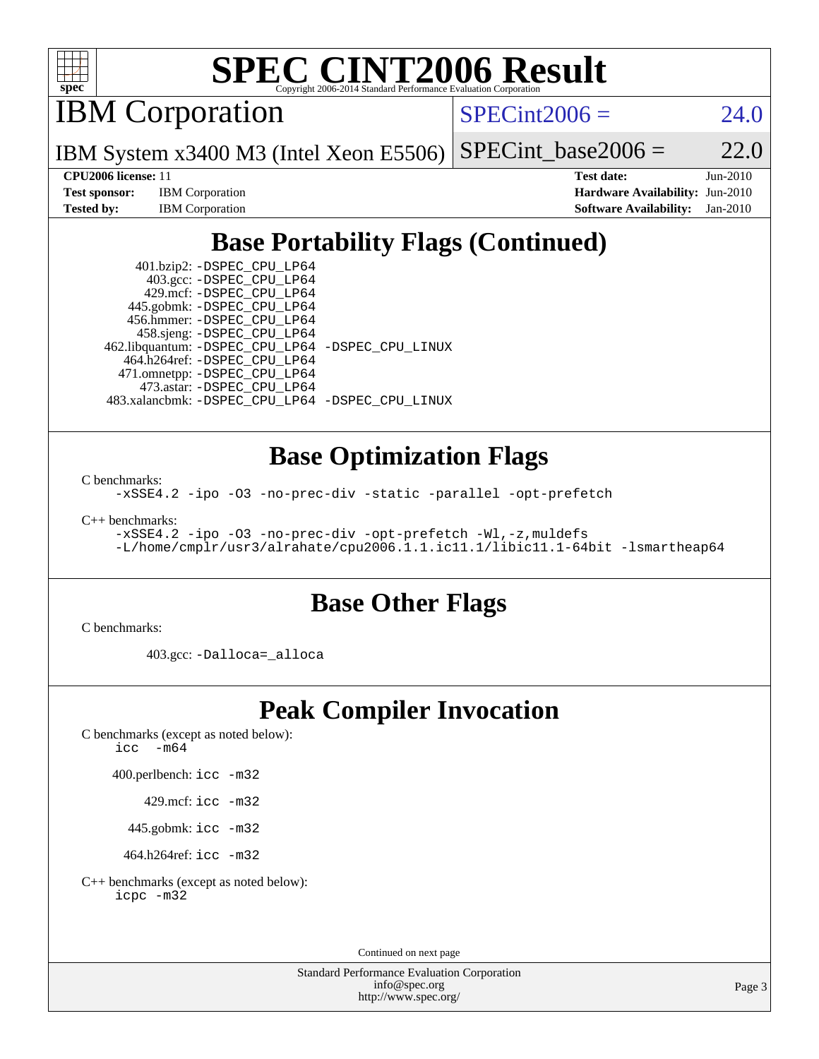# SPEC CINT2006 Result

Copyright 2006-2014 Standard Performance Evaluation Corporation

## IBM Corporation

IBM System x3400 M3 (Intel Xeon E5506)

SPECint2006 = 24.0

SPECint_base2006 = 22.0

| | | | |
|---|---|---|---|
| **CPU2006 license:** 11 | | **Test date:** | Jun-2010 |
| **Test sponsor:** | IBM Corporation | **Hardware Availability:** | Jun-2010 |
| **Tested by:** | IBM Corporation | **Software Availability:** | Jan-2010 |

## Base Portability Flags (Continued)

```
      401.bzip2: -DSPEC_CPU_LP64
        403.gcc: -DSPEC_CPU_LP64
        429.mcf: -DSPEC_CPU_LP64
      445.gobmk: -DSPEC_CPU_LP64
      456.hmmer: -DSPEC_CPU_LP64
      458.sjeng: -DSPEC_CPU_LP64
 462.libquantum: -DSPEC_CPU_LP64 -DSPEC_CPU_LINUX
    464.h264ref: -DSPEC_CPU_LP64
    471.omnetpp: -DSPEC_CPU_LP64
      473.astar: -DSPEC_CPU_LP64
 483.xalancbmk: -DSPEC_CPU_LP64 -DSPEC_CPU_LINUX
```

## Base Optimization Flags

C benchmarks:

```
-xSSE4.2 -ipo -O3 -no-prec-div -static -parallel -opt-prefetch
```

C++ benchmarks:

```
-xSSE4.2 -ipo -O3 -no-prec-div -opt-prefetch -Wl,-z,muldefs
-L/home/cmplr/usr3/alrahate/cpu2006.1.1.ic11.1/libic11.1-64bit -lsmartheap64
```

## Base Other Flags

C benchmarks:

```
403.gcc: -Dalloca=_alloca
```

## Peak Compiler Invocation

C benchmarks (except as noted below):

```
icc  -m64
```

```
400.perlbench: icc -m32
      429.mcf: icc -m32
    445.gobmk: icc -m32
  464.h264ref: icc -m32
```

C++ benchmarks (except as noted below):

```
icpc -m32
```

Continued on next page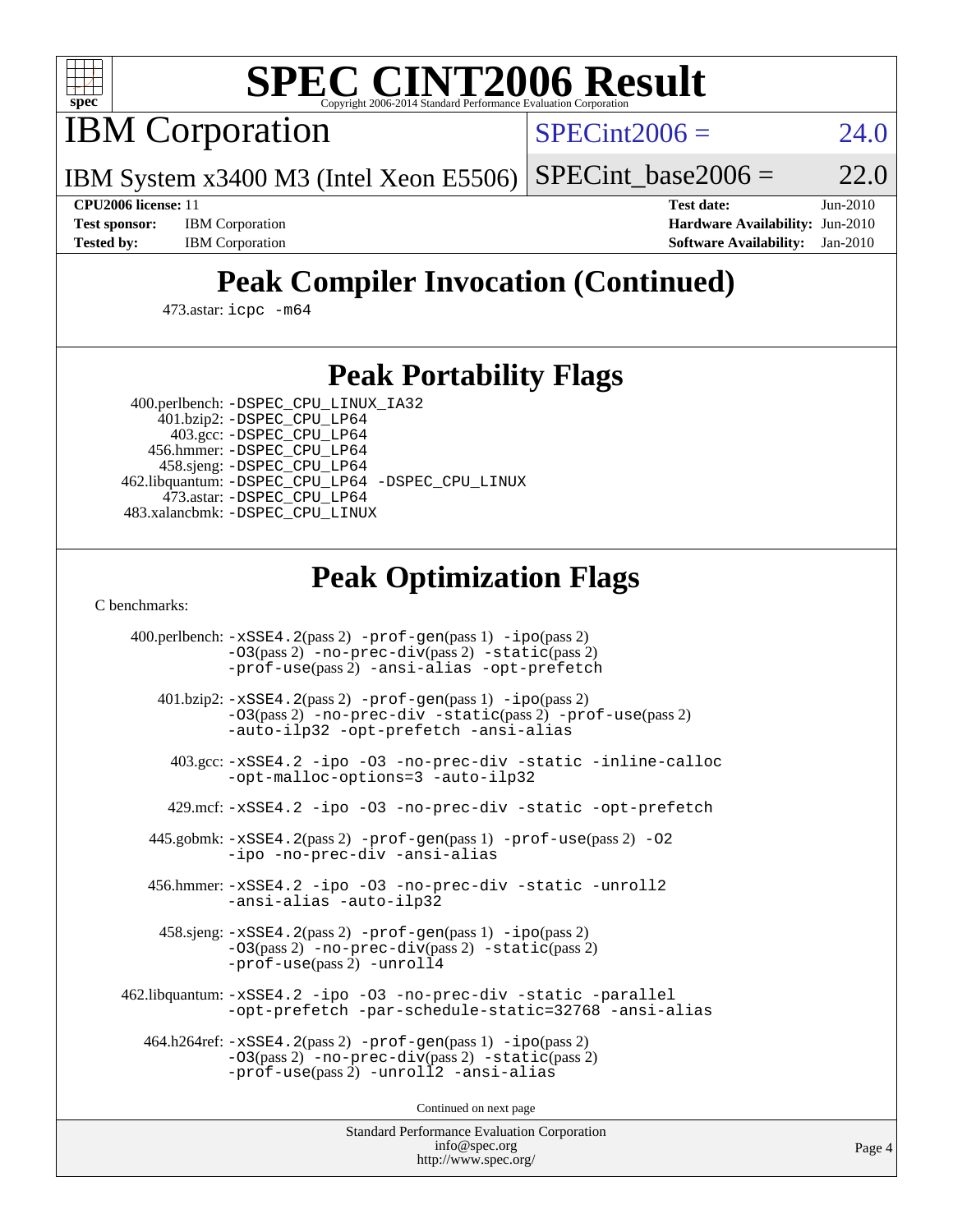# SPEC CINT2006 Result

Copyright 2006-2014 Standard Performance Evaluation Corporation

## IBM Corporation

IBM System x3400 M3 (Intel Xeon E5506)

SPECint2006 = 24.0

SPECint_base2006 = 22.0

| | | | |
|---|---|---|---|
| **CPU2006 license:** | 11 | **Test date:** | Jun-2010 |
| **Test sponsor:** | IBM Corporation | **Hardware Availability:** | Jun-2010 |
| **Tested by:** | IBM Corporation | **Software Availability:** | Jan-2010 |

## Peak Compiler Invocation (Continued)

473.astar: `icpc -m64`

## Peak Portability Flags

400.perlbench: `-DSPEC_CPU_LINUX_IA32`
401.bzip2: `-DSPEC_CPU_LP64`
403.gcc: `-DSPEC_CPU_LP64`
456.hmmer: `-DSPEC_CPU_LP64`
458.sjeng: `-DSPEC_CPU_LP64`
462.libquantum: `-DSPEC_CPU_LP64 -DSPEC_CPU_LINUX`
473.astar: `-DSPEC_CPU_LP64`
483.xalancbmk: `-DSPEC_CPU_LINUX`

## Peak Optimization Flags

C benchmarks:

400.perlbench: `-xSSE4.2`(pass 2) `-prof-gen`(pass 1) `-ipo`(pass 2) `-O3`(pass 2) `-no-prec-div`(pass 2) `-static`(pass 2) `-prof-use`(pass 2) `-ansi-alias -opt-prefetch`

401.bzip2: `-xSSE4.2`(pass 2) `-prof-gen`(pass 1) `-ipo`(pass 2) `-O3`(pass 2) `-no-prec-div -static`(pass 2) `-prof-use`(pass 2) `-auto-ilp32 -opt-prefetch -ansi-alias`

403.gcc: `-xSSE4.2 -ipo -O3 -no-prec-div -static -inline-calloc -opt-malloc-options=3 -auto-ilp32`

429.mcf: `-xSSE4.2 -ipo -O3 -no-prec-div -static -opt-prefetch`

445.gobmk: `-xSSE4.2`(pass 2) `-prof-gen`(pass 1) `-prof-use`(pass 2) `-O2 -ipo -no-prec-div -ansi-alias`

456.hmmer: `-xSSE4.2 -ipo -O3 -no-prec-div -static -unroll2 -ansi-alias -auto-ilp32`

458.sjeng: `-xSSE4.2`(pass 2) `-prof-gen`(pass 1) `-ipo`(pass 2) `-O3`(pass 2) `-no-prec-div`(pass 2) `-static`(pass 2) `-prof-use`(pass 2) `-unroll4`

462.libquantum: `-xSSE4.2 -ipo -O3 -no-prec-div -static -parallel -opt-prefetch -par-schedule-static=32768 -ansi-alias`

464.h264ref: `-xSSE4.2`(pass 2) `-prof-gen`(pass 1) `-ipo`(pass 2) `-O3`(pass 2) `-no-prec-div`(pass 2) `-static`(pass 2) `-prof-use`(pass 2) `-unroll2 -ansi-alias`

Continued on next page

Standard Performance Evaluation Corporation
info@spec.org
http://www.spec.org/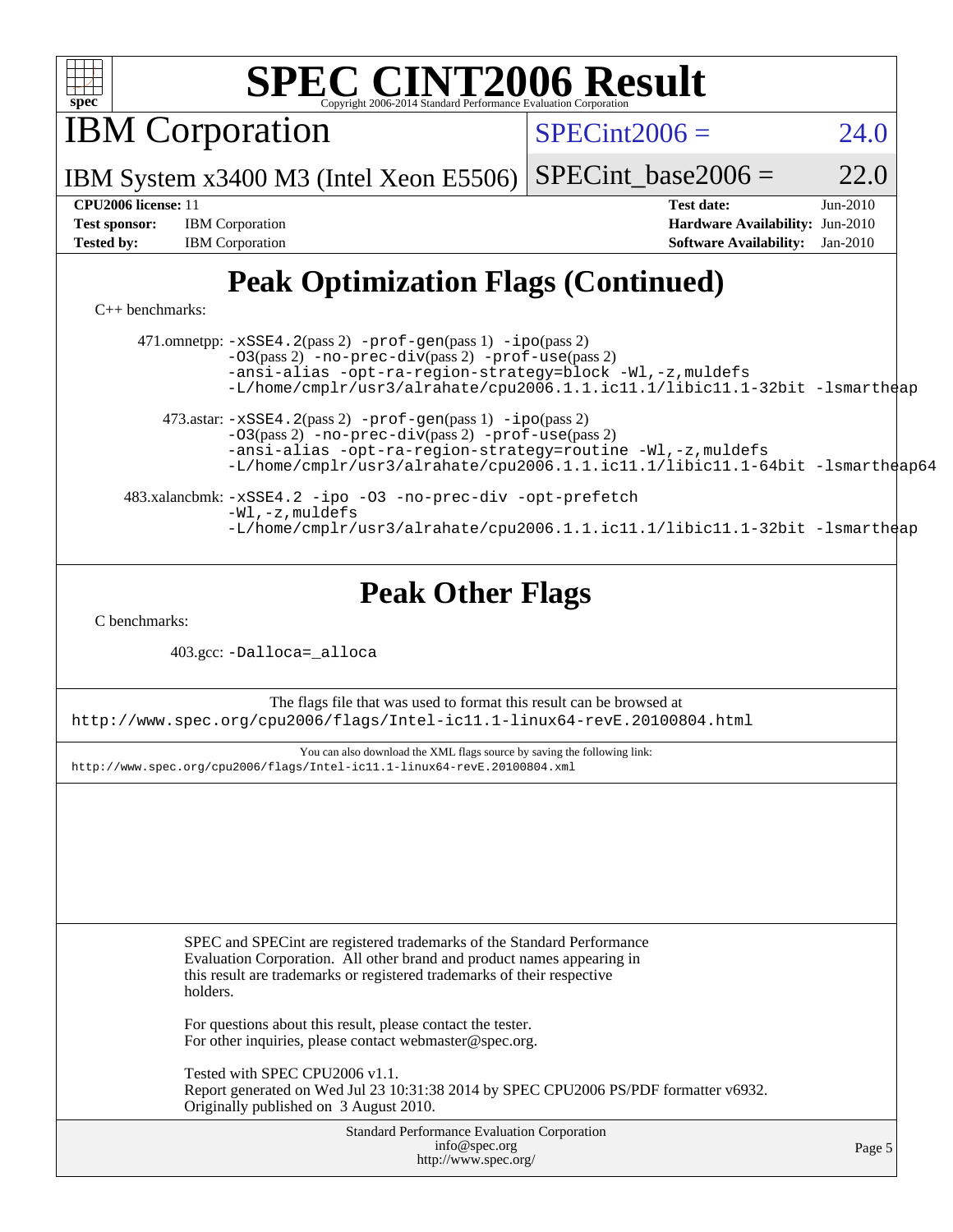# SPEC CINT2006 Result

Copyright 2006-2014 Standard Performance Evaluation Corporation

## IBM Corporation

IBM System x3400 M3 (Intel Xeon E5506)

SPECint2006 = 24.0

SPECint_base2006 = 22.0

**CPU2006 license:** 11
**Test sponsor:** IBM Corporation
**Tested by:** IBM Corporation

**Test date:** Jun-2010
**Hardware Availability:** Jun-2010
**Software Availability:** Jan-2010

## Peak Optimization Flags (Continued)

C++ benchmarks:

471.omnetpp: -xSSE4.2(pass 2) -prof-gen(pass 1) -ipo(pass 2) -O3(pass 2) -no-prec-div(pass 2) -prof-use(pass 2) -ansi-alias -opt-ra-region-strategy=block -Wl,-z,muldefs -L/home/cmplr/usr3/alrahate/cpu2006.1.1.ic11.1/libic11.1-32bit -lsmartheap

473.astar: -xSSE4.2(pass 2) -prof-gen(pass 1) -ipo(pass 2) -O3(pass 2) -no-prec-div(pass 2) -prof-use(pass 2) -ansi-alias -opt-ra-region-strategy=routine -Wl,-z,muldefs -L/home/cmplr/usr3/alrahate/cpu2006.1.1.ic11.1/libic11.1-64bit -lsmartheap64

483.xalancbmk: -xSSE4.2 -ipo -O3 -no-prec-div -opt-prefetch -Wl,-z,muldefs -L/home/cmplr/usr3/alrahate/cpu2006.1.1.ic11.1/libic11.1-32bit -lsmartheap

## Peak Other Flags

C benchmarks:

403.gcc: -Dalloca=_alloca

The flags file that was used to format this result can be browsed at
http://www.spec.org/cpu2006/flags/Intel-ic11.1-linux64-revE.20100804.html

You can also download the XML flags source by saving the following link:
http://www.spec.org/cpu2006/flags/Intel-ic11.1-linux64-revE.20100804.xml

SPEC and SPECint are registered trademarks of the Standard Performance Evaluation Corporation. All other brand and product names appearing in this result are trademarks or registered trademarks of their respective holders.

For questions about this result, please contact the tester.
For other inquiries, please contact webmaster@spec.org.

Tested with SPEC CPU2006 v1.1.
Report generated on Wed Jul 23 10:31:38 2014 by SPEC CPU2006 PS/PDF formatter v6932.
Originally published on 3 August 2010.

Standard Performance Evaluation Corporation
info@spec.org
http://www.spec.org/